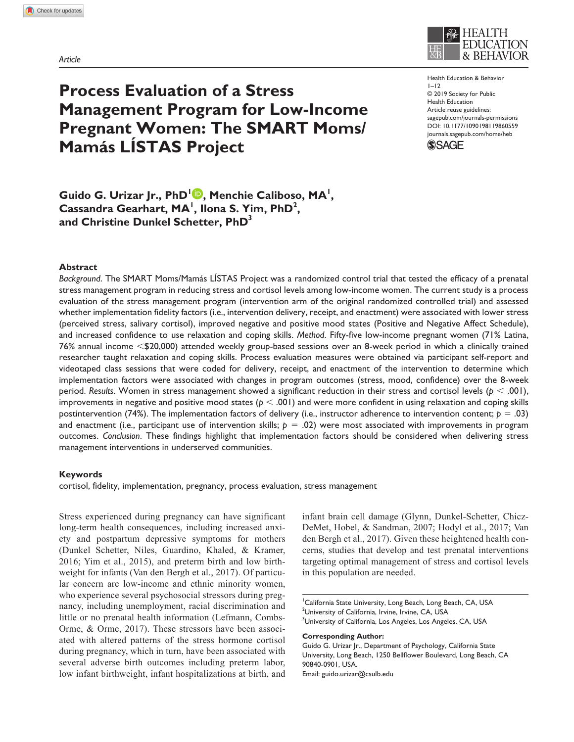Article

# Process Evaluation of a Stress Management Program for Low-Income Pregnant Women: The SMART Moms/Mamás LÍSTAS Project

Health Education & Behavior
1–12
© 2019 Society for Public Health Education
Article reuse guidelines: sagepub.com/journals-permissions
DOI: 10.1177/1090198119860559
journals.sagepub.com/home/heb

**Guido G. Urizar Jr., PhD[1], Menchie Caliboso, MA[1], Cassandra Gearhart, MA[1], Ilona S. Yim, PhD[2], and Christine Dunkel Schetter, PhD[3]**

## Abstract

*Background*. The SMART Moms/Mamás LÍSTAS Project was a randomized control trial that tested the efficacy of a prenatal stress management program in reducing stress and cortisol levels among low-income women. The current study is a process evaluation of the stress management program (intervention arm of the original randomized controlled trial) and assessed whether implementation fidelity factors (i.e., intervention delivery, receipt, and enactment) were associated with lower stress (perceived stress, salivary cortisol), improved negative and positive mood states (Positive and Negative Affect Schedule), and increased confidence to use relaxation and coping skills. *Method*. Fifty-five low-income pregnant women (71% Latina, 76% annual income <$20,000) attended weekly group-based sessions over an 8-week period in which a clinically trained researcher taught relaxation and coping skills. Process evaluation measures were obtained via participant self-report and videotaped class sessions that were coded for delivery, receipt, and enactment of the intervention to determine which implementation factors were associated with changes in program outcomes (stress, mood, confidence) over the 8-week period. *Results*. Women in stress management showed a significant reduction in their stress and cortisol levels ($p < .001$), improvements in negative and positive mood states ($p < .001$) and were more confident in using relaxation and coping skills postintervention (74%). The implementation factors of delivery (i.e., instructor adherence to intervention content; $p = .03$) and enactment (i.e., participant use of intervention skills; $p = .02$) were most associated with improvements in program outcomes. *Conclusion*. These findings highlight that implementation factors should be considered when delivering stress management interventions in underserved communities.

## Keywords

cortisol, fidelity, implementation, pregnancy, process evaluation, stress management

Stress experienced during pregnancy can have significant long-term health consequences, including increased anxiety and postpartum depressive symptoms for mothers (Dunkel Schetter, Niles, Guardino, Khaled, & Kramer, 2016; Yim et al., 2015), and preterm birth and low birthweight for infants (Van den Bergh et al., 2017). Of particular concern are low-income and ethnic minority women, who experience several psychosocial stressors during pregnancy, including unemployment, racial discrimination and little or no prenatal health information (Lefmann, Combs-Orme, & Orme, 2017). These stressors have been associated with altered patterns of the stress hormone cortisol during pregnancy, which in turn, have been associated with several adverse birth outcomes including preterm labor, low infant birthweight, infant hospitalizations at birth, and infant brain cell damage (Glynn, Dunkel-Schetter, Chicz-DeMet, Hobel, & Sandman, 2007; Hodyl et al., 2017; Van den Bergh et al., 2017). Given these heightened health concerns, studies that develop and test prenatal interventions targeting optimal management of stress and cortisol levels in this population are needed.

[1]California State University, Long Beach, Long Beach, CA, USA
[2]University of California, Irvine, Irvine, CA, USA
[3]University of California, Los Angeles, Los Angeles, CA, USA

**Corresponding Author:**
Guido G. Urizar Jr., Department of Psychology, California State University, Long Beach, 1250 Bellflower Boulevard, Long Beach, CA 90840-0901, USA.
Email: guido.urizar@csulb.edu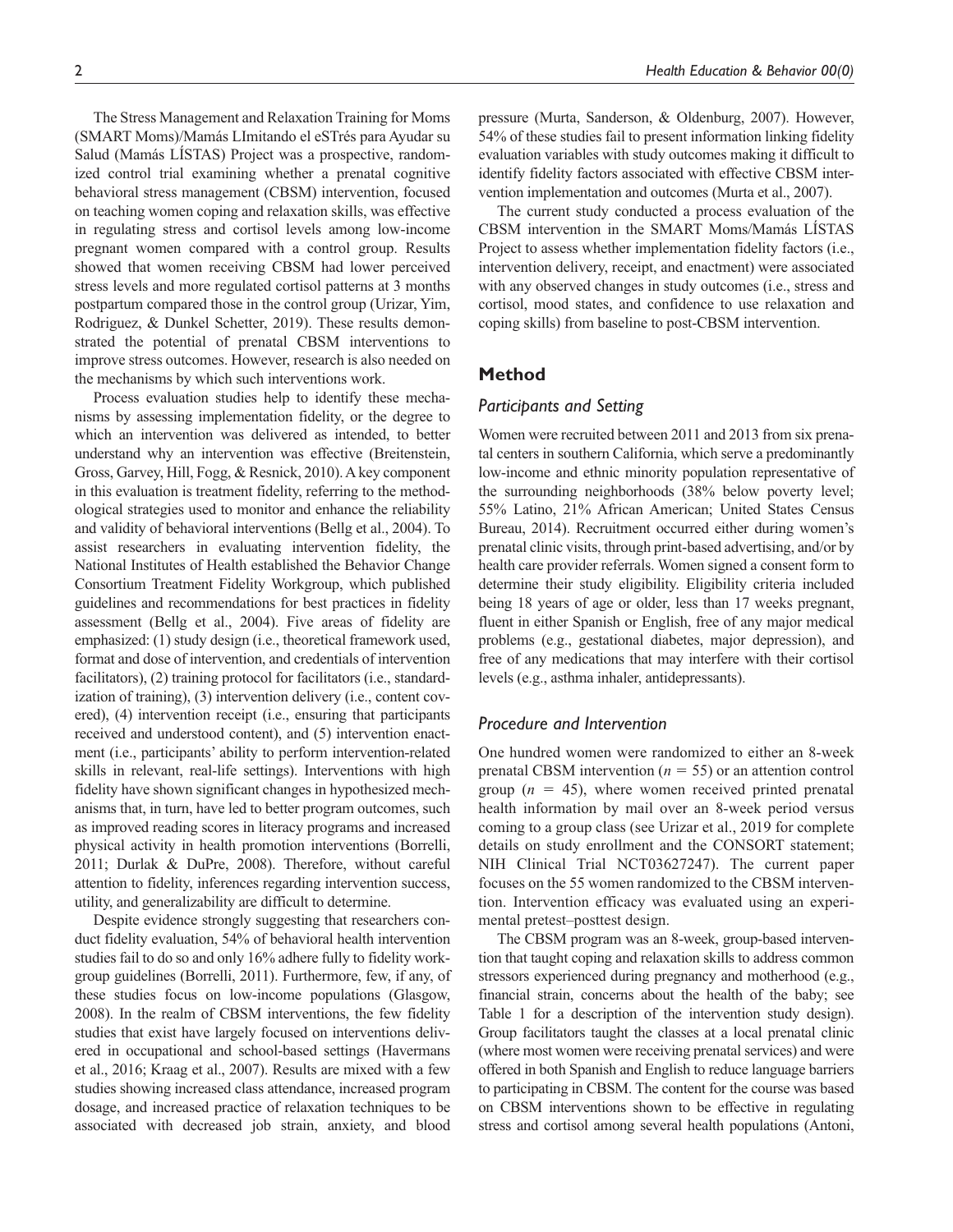The Stress Management and Relaxation Training for Moms (SMART Moms)/Mamás LImitando el eSTrés para Ayudar su Salud (Mamás LÍSTAS) Project was a prospective, randomized control trial examining whether a prenatal cognitive behavioral stress management (CBSM) intervention, focused on teaching women coping and relaxation skills, was effective in regulating stress and cortisol levels among low-income pregnant women compared with a control group. Results showed that women receiving CBSM had lower perceived stress levels and more regulated cortisol patterns at 3 months postpartum compared those in the control group (Urizar, Yim, Rodriguez, & Dunkel Schetter, 2019). These results demonstrated the potential of prenatal CBSM interventions to improve stress outcomes. However, research is also needed on the mechanisms by which such interventions work.

Process evaluation studies help to identify these mechanisms by assessing implementation fidelity, or the degree to which an intervention was delivered as intended, to better understand why an intervention was effective (Breitenstein, Gross, Garvey, Hill, Fogg, & Resnick, 2010). A key component in this evaluation is treatment fidelity, referring to the methodological strategies used to monitor and enhance the reliability and validity of behavioral interventions (Bellg et al., 2004). To assist researchers in evaluating intervention fidelity, the National Institutes of Health established the Behavior Change Consortium Treatment Fidelity Workgroup, which published guidelines and recommendations for best practices in fidelity assessment (Bellg et al., 2004). Five areas of fidelity are emphasized: (1) study design (i.e., theoretical framework used, format and dose of intervention, and credentials of intervention facilitators), (2) training protocol for facilitators (i.e., standardization of training), (3) intervention delivery (i.e., content covered), (4) intervention receipt (i.e., ensuring that participants received and understood content), and (5) intervention enactment (i.e., participants' ability to perform intervention-related skills in relevant, real-life settings). Interventions with high fidelity have shown significant changes in hypothesized mechanisms that, in turn, have led to better program outcomes, such as improved reading scores in literacy programs and increased physical activity in health promotion interventions (Borrelli, 2011; Durlak & DuPre, 2008). Therefore, without careful attention to fidelity, inferences regarding intervention success, utility, and generalizability are difficult to determine.

Despite evidence strongly suggesting that researchers conduct fidelity evaluation, 54% of behavioral health intervention studies fail to do so and only 16% adhere fully to fidelity workgroup guidelines (Borrelli, 2011). Furthermore, few, if any, of these studies focus on low-income populations (Glasgow, 2008). In the realm of CBSM interventions, the few fidelity studies that exist have largely focused on interventions delivered in occupational and school-based settings (Havermans et al., 2016; Kraag et al., 2007). Results are mixed with a few studies showing increased class attendance, increased program dosage, and increased practice of relaxation techniques to be associated with decreased job strain, anxiety, and blood pressure (Murta, Sanderson, & Oldenburg, 2007). However, 54% of these studies fail to present information linking fidelity evaluation variables with study outcomes making it difficult to identify fidelity factors associated with effective CBSM intervention implementation and outcomes (Murta et al., 2007).

The current study conducted a process evaluation of the CBSM intervention in the SMART Moms/Mamás LÍSTAS Project to assess whether implementation fidelity factors (i.e., intervention delivery, receipt, and enactment) were associated with any observed changes in study outcomes (i.e., stress and cortisol, mood states, and confidence to use relaxation and coping skills) from baseline to post-CBSM intervention.

## Method

### *Participants and Setting*

Women were recruited between 2011 and 2013 from six prenatal centers in southern California, which serve a predominantly low-income and ethnic minority population representative of the surrounding neighborhoods (38% below poverty level; 55% Latino, 21% African American; United States Census Bureau, 2014). Recruitment occurred either during women's prenatal clinic visits, through print-based advertising, and/or by health care provider referrals. Women signed a consent form to determine their study eligibility. Eligibility criteria included being 18 years of age or older, less than 17 weeks pregnant, fluent in either Spanish or English, free of any major medical problems (e.g., gestational diabetes, major depression), and free of any medications that may interfere with their cortisol levels (e.g., asthma inhaler, antidepressants).

### *Procedure and Intervention*

One hundred women were randomized to either an 8-week prenatal CBSM intervention ($n = 55$) or an attention control group ($n = 45$), where women received printed prenatal health information by mail over an 8-week period versus coming to a group class (see Urizar et al., 2019 for complete details on study enrollment and the CONSORT statement; NIH Clinical Trial NCT03627247). The current paper focuses on the 55 women randomized to the CBSM intervention. Intervention efficacy was evaluated using an experimental pretest–posttest design.

The CBSM program was an 8-week, group-based intervention that taught coping and relaxation skills to address common stressors experienced during pregnancy and motherhood (e.g., financial strain, concerns about the health of the baby; see Table 1 for a description of the intervention study design). Group facilitators taught the classes at a local prenatal clinic (where most women were receiving prenatal services) and were offered in both Spanish and English to reduce language barriers to participating in CBSM. The content for the course was based on CBSM interventions shown to be effective in regulating stress and cortisol among several health populations (Antoni,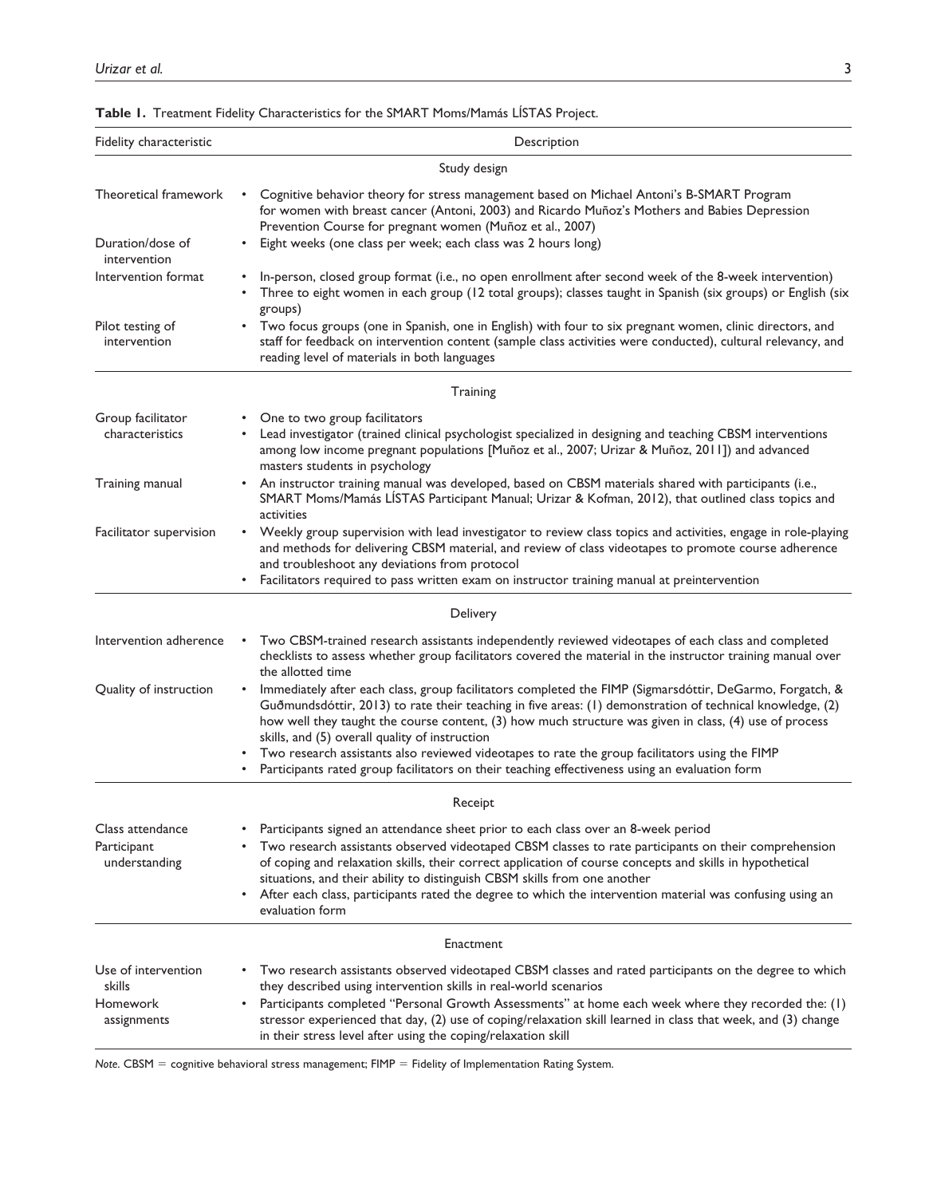**Table 1.** Treatment Fidelity Characteristics for the SMART Moms/Mamás LÍSTAS Project.

| Fidelity characteristic | Description |
|---|---|
| | Study design |
| Theoretical framework | • Cognitive behavior theory for stress management based on Michael Antoni's B-SMART Program for women with breast cancer (Antoni, 2003) and Ricardo Muñoz's Mothers and Babies Depression Prevention Course for pregnant women (Muñoz et al., 2007) |
| Duration/dose of intervention | • Eight weeks (one class per week; each class was 2 hours long) |
| Intervention format | • In-person, closed group format (i.e., no open enrollment after second week of the 8-week intervention)<br>• Three to eight women in each group (12 total groups); classes taught in Spanish (six groups) or English (six groups) |
| Pilot testing of intervention | • Two focus groups (one in Spanish, one in English) with four to six pregnant women, clinic directors, and staff for feedback on intervention content (sample class activities were conducted), cultural relevancy, and reading level of materials in both languages |
| | Training |
| Group facilitator characteristics | • One to two group facilitators<br>• Lead investigator (trained clinical psychologist specialized in designing and teaching CBSM interventions among low income pregnant populations [Muñoz et al., 2007; Urizar & Muñoz, 2011]) and advanced masters students in psychology |
| Training manual | • An instructor training manual was developed, based on CBSM materials shared with participants (i.e., SMART Moms/Mamás LÍSTAS Participant Manual; Urizar & Kofman, 2012), that outlined class topics and activities |
| Facilitator supervision | • Weekly group supervision with lead investigator to review class topics and activities, engage in role-playing and methods for delivering CBSM material, and review of class videotapes to promote course adherence and troubleshoot any deviations from protocol<br>• Facilitators required to pass written exam on instructor training manual at preintervention |
| | Delivery |
| Intervention adherence | • Two CBSM-trained research assistants independently reviewed videotapes of each class and completed checklists to assess whether group facilitators covered the material in the instructor training manual over the allotted time |
| Quality of instruction | • Immediately after each class, group facilitators completed the FIMP (Sigmarsdóttir, DeGarmo, Forgatch, & Guðmundsdóttir, 2013) to rate their teaching in five areas: (1) demonstration of technical knowledge, (2) how well they taught the course content, (3) how much structure was given in class, (4) use of process skills, and (5) overall quality of instruction<br>• Two research assistants also reviewed videotapes to rate the group facilitators using the FIMP<br>• Participants rated group facilitators on their teaching effectiveness using an evaluation form |
| | Receipt |
| Class attendance | • Participants signed an attendance sheet prior to each class over an 8-week period |
| Participant understanding | • Two research assistants observed videotaped CBSM classes to rate participants on their comprehension of coping and relaxation skills, their correct application of course concepts and skills in hypothetical situations, and their ability to distinguish CBSM skills from one another<br>• After each class, participants rated the degree to which the intervention material was confusing using an evaluation form |
| | Enactment |
| Use of intervention skills | • Two research assistants observed videotaped CBSM classes and rated participants on the degree to which they described using intervention skills in real-world scenarios |
| Homework assignments | • Participants completed "Personal Growth Assessments" at home each week where they recorded the: (1) stressor experienced that day, (2) use of coping/relaxation skill learned in class that week, and (3) change in their stress level after using the coping/relaxation skill |

*Note.* CBSM = cognitive behavioral stress management; FIMP = Fidelity of Implementation Rating System.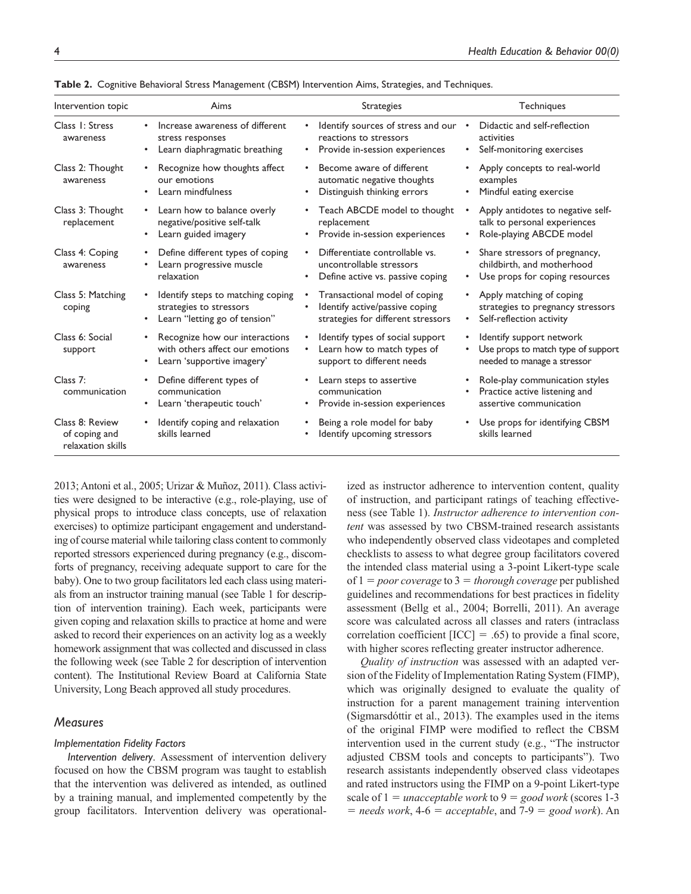**Table 2.** Cognitive Behavioral Stress Management (CBSM) Intervention Aims, Strategies, and Techniques.

| Intervention topic | Aims | Strategies | Techniques |
|---|---|---|---|
| Class 1: Stress awareness | • Increase awareness of different stress responses<br>• Learn diaphragmatic breathing | • Identify sources of stress and our reactions to stressors<br>• Provide in-session experiences | • Didactic and self-reflection activities<br>• Self-monitoring exercises |
| Class 2: Thought awareness | • Recognize how thoughts affect our emotions<br>• Learn mindfulness | • Become aware of different automatic negative thoughts<br>• Distinguish thinking errors | • Apply concepts to real-world examples<br>• Mindful eating exercise |
| Class 3: Thought replacement | • Learn how to balance overly negative/positive self-talk<br>• Learn guided imagery | • Teach ABCDE model to thought replacement<br>• Provide in-session experiences | • Apply antidotes to negative self-talk to personal experiences<br>• Role-playing ABCDE model |
| Class 4: Coping awareness | • Define different types of coping<br>• Learn progressive muscle relaxation | • Differentiate controllable vs. uncontrollable stressors<br>• Define active vs. passive coping | • Share stressors of pregnancy, childbirth, and motherhood<br>• Use props for coping resources |
| Class 5: Matching coping | • Identify steps to matching coping strategies to stressors<br>• Learn "letting go of tension" | • Transactional model of coping<br>• Identify active/passive coping strategies for different stressors | • Apply matching of coping strategies to pregnancy stressors<br>• Self-reflection activity |
| Class 6: Social support | • Recognize how our interactions with others affect our emotions<br>• Learn 'supportive imagery' | • Identify types of social support<br>• Learn how to match types of support to different needs | • Identify support network<br>• Use props to match type of support needed to manage a stressor |
| Class 7: communication | • Define different types of communication<br>• Learn 'therapeutic touch' | • Learn steps to assertive communication<br>• Provide in-session experiences | • Role-play communication styles<br>• Practice active listening and assertive communication |
| Class 8: Review of coping and relaxation skills | • Identify coping and relaxation skills learned | • Being a role model for baby<br>• Identify upcoming stressors | • Use props for identifying CBSM skills learned |

2013; Antoni et al., 2005; Urizar & Muñoz, 2011). Class activities were designed to be interactive (e.g., role-playing, use of physical props to introduce class concepts, use of relaxation exercises) to optimize participant engagement and understanding of course material while tailoring class content to commonly reported stressors experienced during pregnancy (e.g., discomforts of pregnancy, receiving adequate support to care for the baby). One to two group facilitators led each class using materials from an instructor training manual (see Table 1 for description of intervention training). Each week, participants were given coping and relaxation skills to practice at home and were asked to record their experiences on an activity log as a weekly homework assignment that was collected and discussed in class the following week (see Table 2 for description of intervention content). The Institutional Review Board at California State University, Long Beach approved all study procedures.

## Measures

### Implementation Fidelity Factors

*Intervention delivery*. Assessment of intervention delivery focused on how the CBSM program was taught to establish that the intervention was delivered as intended, as outlined by a training manual, and implemented competently by the group facilitators. Intervention delivery was operationalized as instructor adherence to intervention content, quality of instruction, and participant ratings of teaching effectiveness (see Table 1). *Instructor adherence to intervention content* was assessed by two CBSM-trained research assistants who independently observed class videotapes and completed checklists to assess to what degree group facilitators covered the intended class material using a 3-point Likert-type scale of 1 = *poor coverage* to 3 = *thorough coverage* per published guidelines and recommendations for best practices in fidelity assessment (Bellg et al., 2004; Borrelli, 2011). An average score was calculated across all classes and raters (intraclass correlation coefficient [ICC] = .65) to provide a final score, with higher scores reflecting greater instructor adherence.

*Quality of instruction* was assessed with an adapted version of the Fidelity of Implementation Rating System (FIMP), which was originally designed to evaluate the quality of instruction for a parent management training intervention (Sigmarsdóttir et al., 2013). The examples used in the items of the original FIMP were modified to reflect the CBSM intervention used in the current study (e.g., "The instructor adjusted CBSM tools and concepts to participants"). Two research assistants independently observed class videotapes and rated instructors using the FIMP on a 9-point Likert-type scale of 1 = *unacceptable work* to 9 = *good work* (scores 1-3 = *needs work*, 4-6 = *acceptable*, and 7-9 = *good work*). An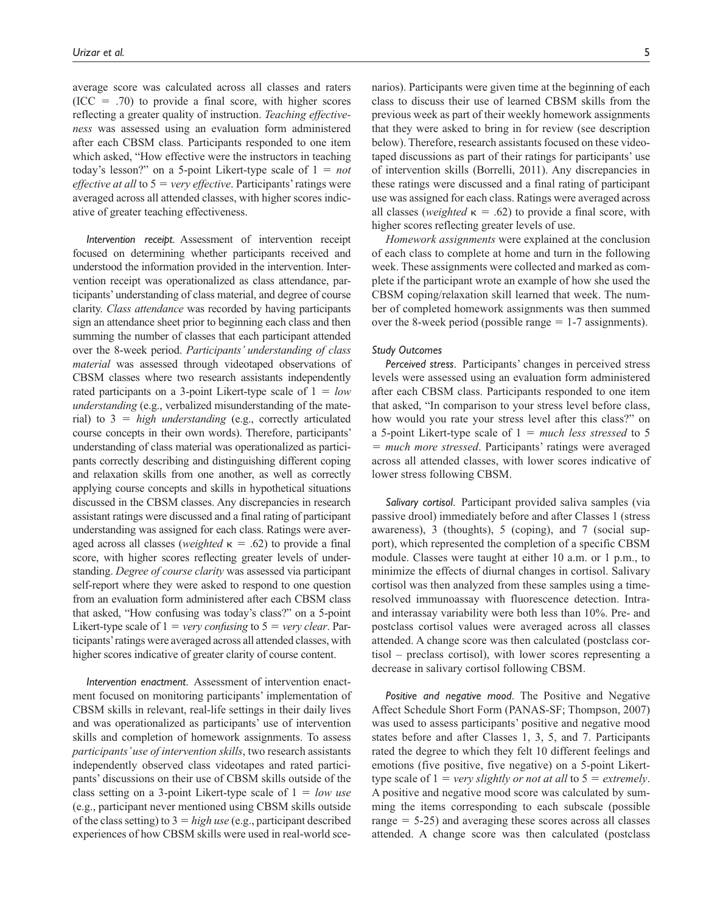average score was calculated across all classes and raters (ICC = .70) to provide a final score, with higher scores reflecting a greater quality of instruction. *Teaching effectiveness* was assessed using an evaluation form administered after each CBSM class. Participants responded to one item which asked, "How effective were the instructors in teaching today's lesson?" on a 5-point Likert-type scale of 1 = *not effective at all* to 5 = *very effective*. Participants' ratings were averaged across all attended classes, with higher scores indicative of greater teaching effectiveness.

*Intervention receipt*. Assessment of intervention receipt focused on determining whether participants received and understood the information provided in the intervention. Intervention receipt was operationalized as class attendance, participants' understanding of class material, and degree of course clarity. *Class attendance* was recorded by having participants sign an attendance sheet prior to beginning each class and then summing the number of classes that each participant attended over the 8-week period. *Participants' understanding of class material* was assessed through videotaped observations of CBSM classes where two research assistants independently rated participants on a 3-point Likert-type scale of 1 = *low understanding* (e.g., verbalized misunderstanding of the material) to 3 = *high understanding* (e.g., correctly articulated course concepts in their own words). Therefore, participants' understanding of class material was operationalized as participants correctly describing and distinguishing different coping and relaxation skills from one another, as well as correctly applying course concepts and skills in hypothetical situations discussed in the CBSM classes. Any discrepancies in research assistant ratings were discussed and a final rating of participant understanding was assigned for each class. Ratings were averaged across all classes (*weighted* $\kappa$ = .62) to provide a final score, with higher scores reflecting greater levels of understanding. *Degree of course clarity* was assessed via participant self-report where they were asked to respond to one question from an evaluation form administered after each CBSM class that asked, "How confusing was today's class?" on a 5-point Likert-type scale of 1 = *very confusing* to 5 = *very clear*. Participants' ratings were averaged across all attended classes, with higher scores indicative of greater clarity of course content.

*Intervention enactment*. Assessment of intervention enactment focused on monitoring participants' implementation of CBSM skills in relevant, real-life settings in their daily lives and was operationalized as participants' use of intervention skills and completion of homework assignments. To assess *participants' use of intervention skills*, two research assistants independently observed class videotapes and rated participants' discussions on their use of CBSM skills outside of the class setting on a 3-point Likert-type scale of 1 = *low use* (e.g., participant never mentioned using CBSM skills outside of the class setting) to 3 = *high use* (e.g., participant described experiences of how CBSM skills were used in real-world scenarios). Participants were given time at the beginning of each class to discuss their use of learned CBSM skills from the previous week as part of their weekly homework assignments that they were asked to bring in for review (see description below). Therefore, research assistants focused on these videotaped discussions as part of their ratings for participants' use of intervention skills (Borrelli, 2011). Any discrepancies in these ratings were discussed and a final rating of participant use was assigned for each class. Ratings were averaged across all classes (*weighted* $\kappa$ = .62) to provide a final score, with higher scores reflecting greater levels of use.

*Homework assignments* were explained at the conclusion of each class to complete at home and turn in the following week. These assignments were collected and marked as complete if the participant wrote an example of how she used the CBSM coping/relaxation skill learned that week. The number of completed homework assignments was then summed over the 8-week period (possible range = 1-7 assignments).

### Study Outcomes

*Perceived stress*. Participants' changes in perceived stress levels were assessed using an evaluation form administered after each CBSM class. Participants responded to one item that asked, "In comparison to your stress level before class, how would you rate your stress level after this class?" on a 5-point Likert-type scale of 1 = *much less stressed* to 5 = *much more stressed*. Participants' ratings were averaged across all attended classes, with lower scores indicative of lower stress following CBSM.

*Salivary cortisol*. Participant provided saliva samples (via passive drool) immediately before and after Classes 1 (stress awareness), 3 (thoughts), 5 (coping), and 7 (social support), which represented the completion of a specific CBSM module. Classes were taught at either 10 a.m. or 1 p.m., to minimize the effects of diurnal changes in cortisol. Salivary cortisol was then analyzed from these samples using a time-resolved immunoassay with fluorescence detection. Intra- and interassay variability were both less than 10%. Pre- and postclass cortisol values were averaged across all classes attended. A change score was then calculated (postclass cortisol – preclass cortisol), with lower scores representing a decrease in salivary cortisol following CBSM.

*Positive and negative mood*. The Positive and Negative Affect Schedule Short Form (PANAS-SF; Thompson, 2007) was used to assess participants' positive and negative mood states before and after Classes 1, 3, 5, and 7. Participants rated the degree to which they felt 10 different feelings and emotions (five positive, five negative) on a 5-point Likert-type scale of 1 = *very slightly or not at all* to 5 = *extremely*. A positive and negative mood score was calculated by summing the items corresponding to each subscale (possible range = 5-25) and averaging these scores across all classes attended. A change score was then calculated (postclass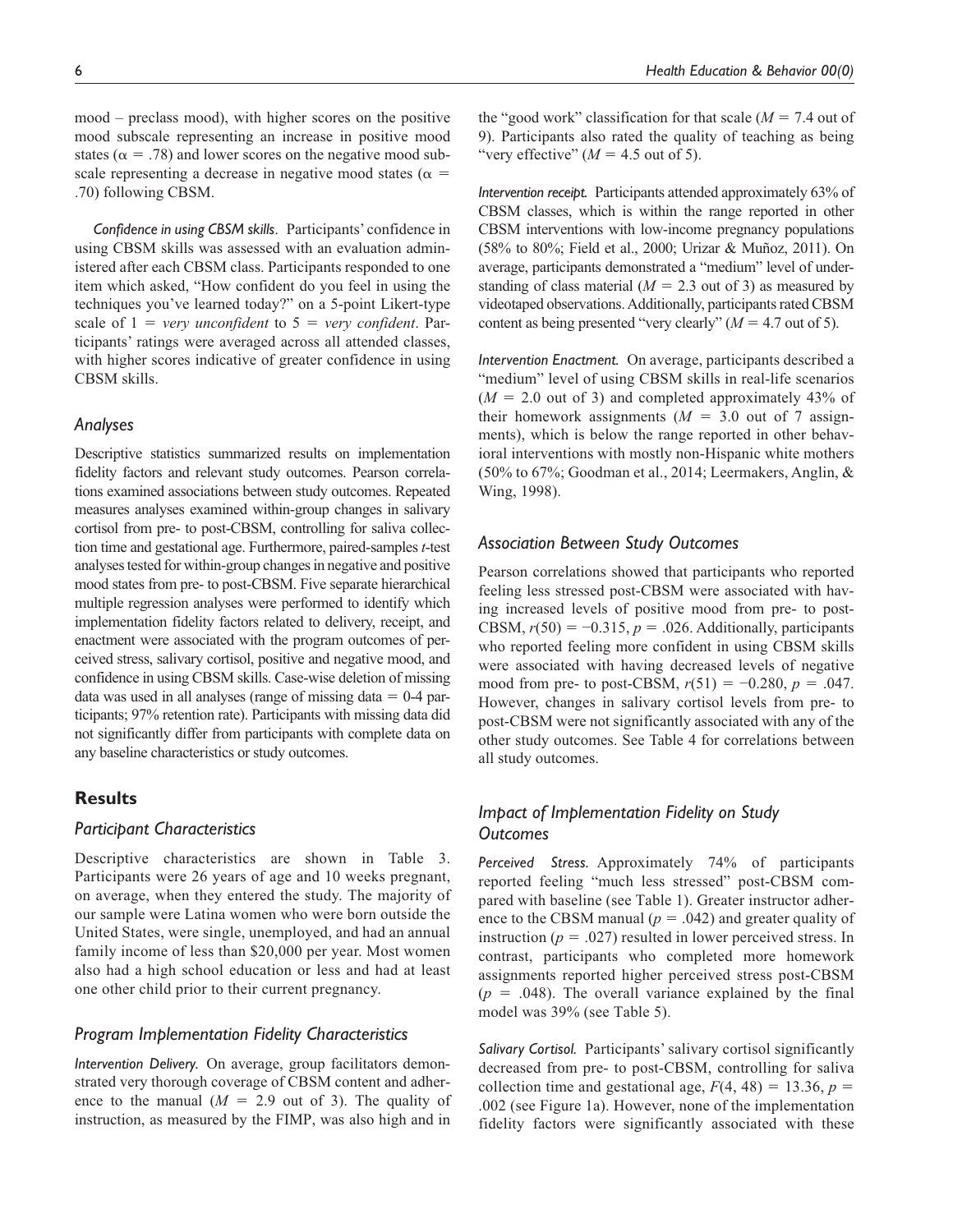mood – preclass mood), with higher scores on the positive mood subscale representing an increase in positive mood states ($\alpha = .78$) and lower scores on the negative mood subscale representing a decrease in negative mood states ($\alpha = .70$) following CBSM.

*Confidence in using CBSM skills*. Participants' confidence in using CBSM skills was assessed with an evaluation administered after each CBSM class. Participants responded to one item which asked, "How confident do you feel in using the techniques you've learned today?" on a 5-point Likert-type scale of 1 = *very unconfident* to 5 = *very confident*. Participants' ratings were averaged across all attended classes, with higher scores indicative of greater confidence in using CBSM skills.

### *Analyses*

Descriptive statistics summarized results on implementation fidelity factors and relevant study outcomes. Pearson correlations examined associations between study outcomes. Repeated measures analyses examined within-group changes in salivary cortisol from pre- to post-CBSM, controlling for saliva collection time and gestational age. Furthermore, paired-samples *t*-test analyses tested for within-group changes in negative and positive mood states from pre- to post-CBSM. Five separate hierarchical multiple regression analyses were performed to identify which implementation fidelity factors related to delivery, receipt, and enactment were associated with the program outcomes of perceived stress, salivary cortisol, positive and negative mood, and confidence in using CBSM skills. Case-wise deletion of missing data was used in all analyses (range of missing data = 0-4 participants; 97% retention rate). Participants with missing data did not significantly differ from participants with complete data on any baseline characteristics or study outcomes.

## **Results**

### *Participant Characteristics*

Descriptive characteristics are shown in Table 3. Participants were 26 years of age and 10 weeks pregnant, on average, when they entered the study. The majority of our sample were Latina women who were born outside the United States, were single, unemployed, and had an annual family income of less than $20,000 per year. Most women also had a high school education or less and had at least one other child prior to their current pregnancy.

### *Program Implementation Fidelity Characteristics*

*Intervention Delivery.* On average, group facilitators demonstrated very thorough coverage of CBSM content and adherence to the manual ($M = 2.9$ out of 3). The quality of instruction, as measured by the FIMP, was also high and in the "good work" classification for that scale ($M = 7.4$ out of 9). Participants also rated the quality of teaching as being "very effective" ($M = 4.5$ out of 5).

*Intervention receipt.* Participants attended approximately 63% of CBSM classes, which is within the range reported in other CBSM interventions with low-income pregnancy populations (58% to 80%; Field et al., 2000; Urizar & Muñoz, 2011). On average, participants demonstrated a "medium" level of understanding of class material ($M = 2.3$ out of 3) as measured by videotaped observations. Additionally, participants rated CBSM content as being presented "very clearly" ($M = 4.7$ out of 5).

*Intervention Enactment.* On average, participants described a "medium" level of using CBSM skills in real-life scenarios ($M = 2.0$ out of 3) and completed approximately 43% of their homework assignments ($M = 3.0$ out of 7 assignments), which is below the range reported in other behavioral interventions with mostly non-Hispanic white mothers (50% to 67%; Goodman et al., 2014; Leermakers, Anglin, & Wing, 1998).

### *Association Between Study Outcomes*

Pearson correlations showed that participants who reported feeling less stressed post-CBSM were associated with having increased levels of positive mood from pre- to post-CBSM, $r(50) = -0.315$, $p = .026$. Additionally, participants who reported feeling more confident in using CBSM skills were associated with having decreased levels of negative mood from pre- to post-CBSM, $r(51) = -0.280$, $p = .047$. However, changes in salivary cortisol levels from pre- to post-CBSM were not significantly associated with any of the other study outcomes. See Table 4 for correlations between all study outcomes.

### *Impact of Implementation Fidelity on Study Outcomes*

*Perceived Stress.* Approximately 74% of participants reported feeling "much less stressed" post-CBSM compared with baseline (see Table 1). Greater instructor adherence to the CBSM manual ($p = .042$) and greater quality of instruction ($p = .027$) resulted in lower perceived stress. In contrast, participants who completed more homework assignments reported higher perceived stress post-CBSM ($p = .048$). The overall variance explained by the final model was 39% (see Table 5).

*Salivary Cortisol.* Participants' salivary cortisol significantly decreased from pre- to post-CBSM, controlling for saliva collection time and gestational age, $F(4, 48) = 13.36$, $p = .002$ (see Figure 1a). However, none of the implementation fidelity factors were significantly associated with these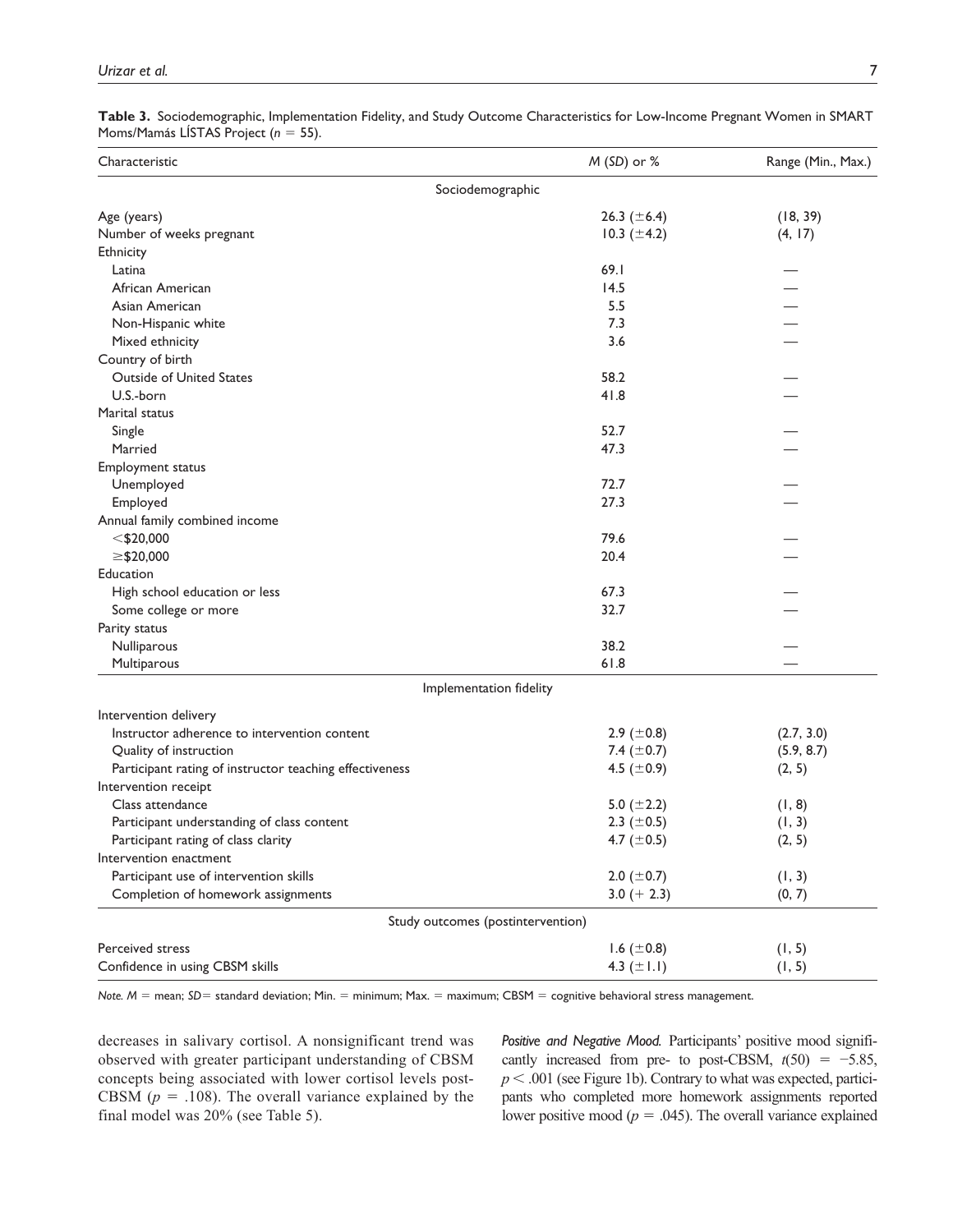**Table 3.** Sociodemographic, Implementation Fidelity, and Study Outcome Characteristics for Low-Income Pregnant Women in SMART Moms/Mamás LÍSTAS Project ($n$ = 55).

| Characteristic | *M* (*SD*) or % | Range (Min., Max.) |
|---|---|---|
| **Sociodemographic** | | |
| Age (years) | 26.3 (±6.4) | (18, 39) |
| Number of weeks pregnant | 10.3 (±4.2) | (4, 17) |
| Ethnicity | | |
| Latina | 69.1 | — |
| African American | 14.5 | — |
| Asian American | 5.5 | — |
| Non-Hispanic white | 7.3 | — |
| Mixed ethnicity | 3.6 | — |
| Country of birth | | |
| Outside of United States | 58.2 | — |
| U.S.-born | 41.8 | — |
| Marital status | | |
| Single | 52.7 | — |
| Married | 47.3 | — |
| Employment status | | |
| Unemployed | 72.7 | — |
| Employed | 27.3 | — |
| Annual family combined income | | |
| <$20,000 | 79.6 | — |
| ≥$20,000 | 20.4 | — |
| Education | | |
| High school education or less | 67.3 | — |
| Some college or more | 32.7 | — |
| Parity status | | |
| Nulliparous | 38.2 | — |
| Multiparous | 61.8 | — |
| **Implementation fidelity** | | |
| Intervention delivery | | |
| Instructor adherence to intervention content | 2.9 (±0.8) | (2.7, 3.0) |
| Quality of instruction | 7.4 (±0.7) | (5.9, 8.7) |
| Participant rating of instructor teaching effectiveness | 4.5 (±0.9) | (2, 5) |
| Intervention receipt | | |
| Class attendance | 5.0 (±2.2) | (1, 8) |
| Participant understanding of class content | 2.3 (±0.5) | (1, 3) |
| Participant rating of class clarity | 4.7 (±0.5) | (2, 5) |
| Intervention enactment | | |
| Participant use of intervention skills | 2.0 (±0.7) | (1, 3) |
| Completion of homework assignments | 3.0 (+ 2.3) | (0, 7) |
| **Study outcomes (postintervention)** | | |
| Perceived stress | 1.6 (±0.8) | (1, 5) |
| Confidence in using CBSM skills | 4.3 (±1.1) | (1, 5) |

*Note.* *M* = mean; *SD* = standard deviation; Min. = minimum; Max. = maximum; CBSM = cognitive behavioral stress management.

decreases in salivary cortisol. A nonsignificant trend was observed with greater participant understanding of CBSM concepts being associated with lower cortisol levels post-CBSM ($p$ = .108). The overall variance explained by the final model was 20% (see Table 5).

***Positive and Negative Mood.*** Participants' positive mood significantly increased from pre- to post-CBSM, $t(50) = -5.85$, $p < .001$ (see Figure 1b). Contrary to what was expected, participants who completed more homework assignments reported lower positive mood ($p$ = .045). The overall variance explained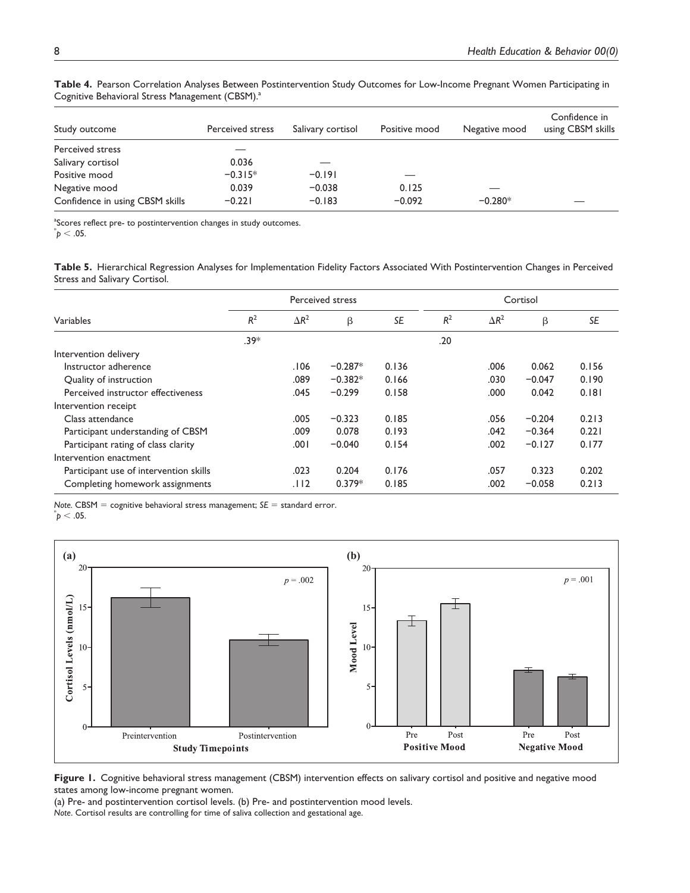**Table 4.** Pearson Correlation Analyses Between Postintervention Study Outcomes for Low-Income Pregnant Women Participating in Cognitive Behavioral Stress Management (CBSM).[a]

| Study outcome | Perceived stress | Salivary cortisol | Positive mood | Negative mood | Confidence in using CBSM skills |
|---|---|---|---|---|---|
| Perceived stress | — | | | | |
| Salivary cortisol | 0.036 | — | | | |
| Positive mood | −0.315* | −0.191 | — | | |
| Negative mood | 0.039 | −0.038 | 0.125 | — | |
| Confidence in using CBSM skills | −0.221 | −0.183 | −0.092 | −0.280* | — |

[a]Scores reflect pre- to postintervention changes in study outcomes.
*$p < .05$.

**Table 5.** Hierarchical Regression Analyses for Implementation Fidelity Factors Associated With Postintervention Changes in Perceived Stress and Salivary Cortisol.

| Variables | Perceived stress | | | | Cortisol | | | |
|---|---|---|---|---|---|---|---|---|
| | $R^2$ | $\Delta R^2$ | β | *SE* | $R^2$ | $\Delta R^2$ | β | *SE* |
| | .39* | | | | .20 | | | |
| Intervention delivery | | | | | | | | |
| Instructor adherence | | .106 | −0.287* | 0.136 | | .006 | 0.062 | 0.156 |
| Quality of instruction | | .089 | −0.382* | 0.166 | | .030 | −0.047 | 0.190 |
| Perceived instructor effectiveness | | .045 | −0.299 | 0.158 | | .000 | 0.042 | 0.181 |
| Intervention receipt | | | | | | | | |
| Class attendance | | .005 | −0.323 | 0.185 | | .056 | −0.204 | 0.213 |
| Participant understanding of CBSM | | .009 | 0.078 | 0.193 | | .042 | −0.364 | 0.221 |
| Participant rating of class clarity | | .001 | −0.040 | 0.154 | | .002 | −0.127 | 0.177 |
| Intervention enactment | | | | | | | | |
| Participant use of intervention skills | | .023 | 0.204 | 0.176 | | .057 | 0.323 | 0.202 |
| Completing homework assignments | | .112 | 0.379* | 0.185 | | .002 | −0.058 | 0.213 |

*Note.* CBSM = cognitive behavioral stress management; *SE* = standard error.
*$p < .05$.

**Figure 1.** Cognitive behavioral stress management (CBSM) intervention effects on salivary cortisol and positive and negative mood states among low-income pregnant women.
(a) Pre- and postintervention cortisol levels. (b) Pre- and postintervention mood levels.
*Note*. Cortisol results are controlling for time of saliva collection and gestational age.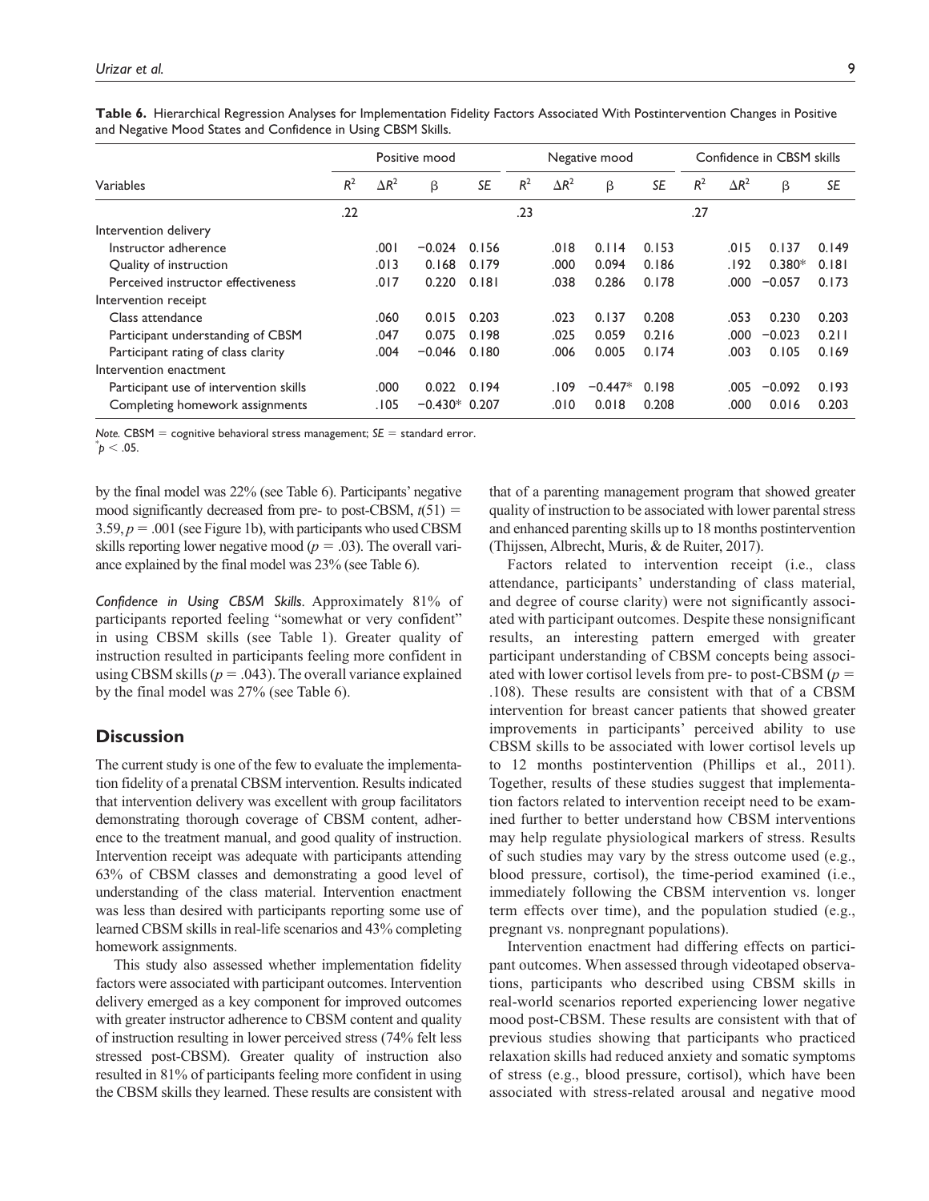**Table 6.** Hierarchical Regression Analyses for Implementation Fidelity Factors Associated With Postintervention Changes in Positive and Negative Mood States and Confidence in Using CBSM Skills.

| Variables | Positive mood | | | | Negative mood | | | | Confidence in CBSM skills | | | |
|---|---|---|---|---|---|---|---|---|---|---|---|---|
| | $R^2$ | $\Delta R^2$ | β | *SE* | $R^2$ | $\Delta R^2$ | β | *SE* | $R^2$ | $\Delta R^2$ | β | *SE* |
| | .22 | | | | .23 | | | | .27 | | | |
| Intervention delivery | | | | | | | | | | | | |
| Instructor adherence | | .001 | −0.024 | 0.156 | | .018 | 0.114 | 0.153 | | .015 | 0.137 | 0.149 |
| Quality of instruction | | .013 | 0.168 | 0.179 | | .000 | 0.094 | 0.186 | | .192 | 0.380* | 0.181 |
| Perceived instructor effectiveness | | .017 | 0.220 | 0.181 | | .038 | 0.286 | 0.178 | | .000 | −0.057 | 0.173 |
| Intervention receipt | | | | | | | | | | | | |
| Class attendance | | .060 | 0.015 | 0.203 | | .023 | 0.137 | 0.208 | | .053 | 0.230 | 0.203 |
| Participant understanding of CBSM | | .047 | 0.075 | 0.198 | | .025 | 0.059 | 0.216 | | .000 | −0.023 | 0.211 |
| Participant rating of class clarity | | .004 | −0.046 | 0.180 | | .006 | 0.005 | 0.174 | | .003 | 0.105 | 0.169 |
| Intervention enactment | | | | | | | | | | | | |
| Participant use of intervention skills | | .000 | 0.022 | 0.194 | | .109 | −0.447* | 0.198 | | .005 | −0.092 | 0.193 |
| Completing homework assignments | | .105 | −0.430* | 0.207 | | .010 | 0.018 | 0.208 | | .000 | 0.016 | 0.203 |

*Note.* CBSM = cognitive behavioral stress management; *SE* = standard error.
*$p < .05$.

by the final model was 22% (see Table 6). Participants' negative mood significantly decreased from pre- to post-CBSM, $t(51) = 3.59$, $p = .001$ (see Figure 1b), with participants who used CBSM skills reporting lower negative mood ($p = .03$). The overall variance explained by the final model was 23% (see Table 6).

*Confidence in Using CBSM Skills.* Approximately 81% of participants reported feeling "somewhat or very confident" in using CBSM skills (see Table 1). Greater quality of instruction resulted in participants feeling more confident in using CBSM skills ($p = .043$). The overall variance explained by the final model was 27% (see Table 6).

## Discussion

The current study is one of the few to evaluate the implementation fidelity of a prenatal CBSM intervention. Results indicated that intervention delivery was excellent with group facilitators demonstrating thorough coverage of CBSM content, adherence to the treatment manual, and good quality of instruction. Intervention receipt was adequate with participants attending 63% of CBSM classes and demonstrating a good level of understanding of the class material. Intervention enactment was less than desired with participants reporting some use of learned CBSM skills in real-life scenarios and 43% completing homework assignments.

This study also assessed whether implementation fidelity factors were associated with participant outcomes. Intervention delivery emerged as a key component for improved outcomes with greater instructor adherence to CBSM content and quality of instruction resulting in lower perceived stress (74% felt less stressed post-CBSM). Greater quality of instruction also resulted in 81% of participants feeling more confident in using the CBSM skills they learned. These results are consistent with that of a parenting management program that showed greater quality of instruction to be associated with lower parental stress and enhanced parenting skills up to 18 months postintervention (Thijssen, Albrecht, Muris, & de Ruiter, 2017).

Factors related to intervention receipt (i.e., class attendance, participants' understanding of class material, and degree of course clarity) were not significantly associated with participant outcomes. Despite these nonsignificant results, an interesting pattern emerged with greater participant understanding of CBSM concepts being associated with lower cortisol levels from pre- to post-CBSM ($p = .108$). These results are consistent with that of a CBSM intervention for breast cancer patients that showed greater improvements in participants' perceived ability to use CBSM skills to be associated with lower cortisol levels up to 12 months postintervention (Phillips et al., 2011). Together, results of these studies suggest that implementation factors related to intervention receipt need to be examined further to better understand how CBSM interventions may help regulate physiological markers of stress. Results of such studies may vary by the stress outcome used (e.g., blood pressure, cortisol), the time-period examined (i.e., immediately following the CBSM intervention vs. longer term effects over time), and the population studied (e.g., pregnant vs. nonpregnant populations).

Intervention enactment had differing effects on participant outcomes. When assessed through videotaped observations, participants who described using CBSM skills in real-world scenarios reported experiencing lower negative mood post-CBSM. These results are consistent with that of previous studies showing that participants who practiced relaxation skills had reduced anxiety and somatic symptoms of stress (e.g., blood pressure, cortisol), which have been associated with stress-related arousal and negative mood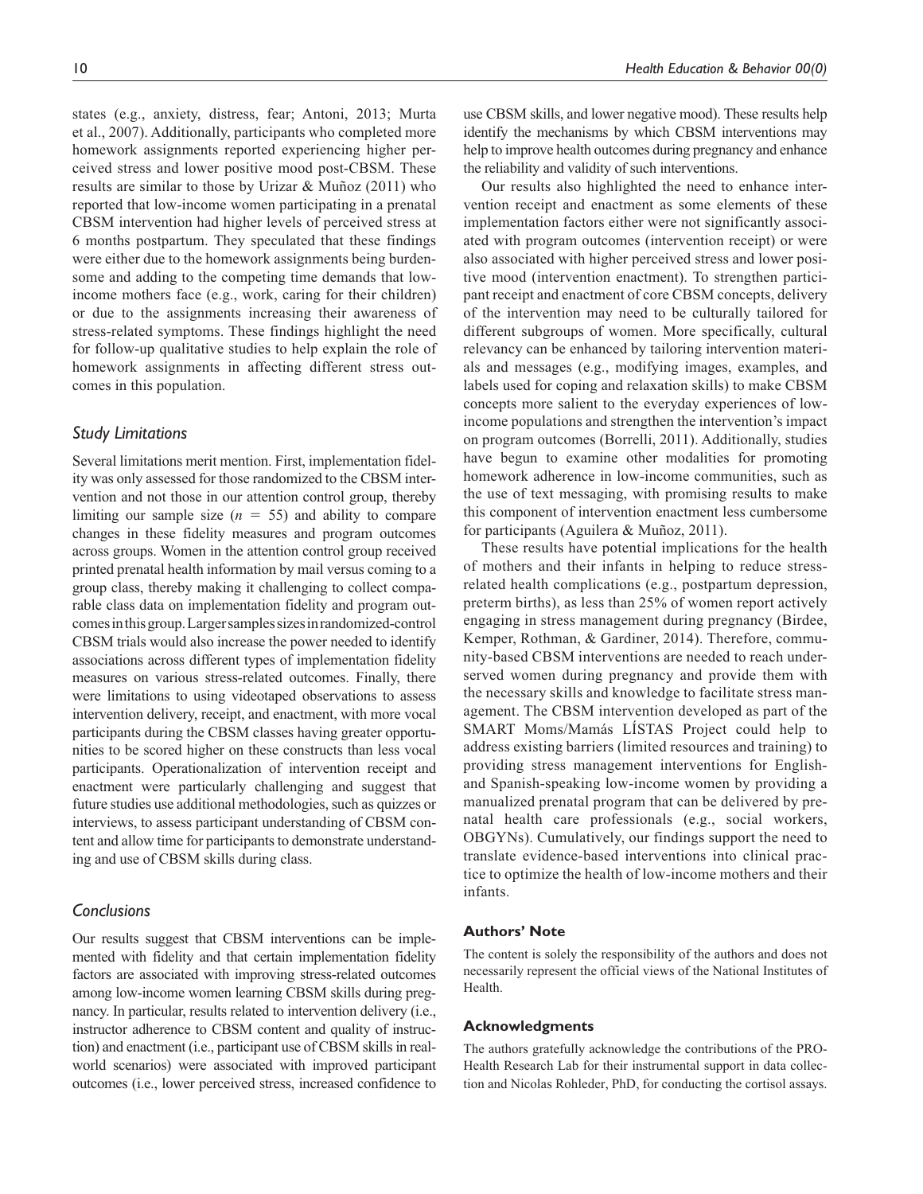states (e.g., anxiety, distress, fear; Antoni, 2013; Murta et al., 2007). Additionally, participants who completed more homework assignments reported experiencing higher perceived stress and lower positive mood post-CBSM. These results are similar to those by Urizar & Muñoz (2011) who reported that low-income women participating in a prenatal CBSM intervention had higher levels of perceived stress at 6 months postpartum. They speculated that these findings were either due to the homework assignments being burdensome and adding to the competing time demands that low-income mothers face (e.g., work, caring for their children) or due to the assignments increasing their awareness of stress-related symptoms. These findings highlight the need for follow-up qualitative studies to help explain the role of homework assignments in affecting different stress outcomes in this population.

### *Study Limitations*

Several limitations merit mention. First, implementation fidelity was only assessed for those randomized to the CBSM intervention and not those in our attention control group, thereby limiting our sample size ($n = 55$) and ability to compare changes in these fidelity measures and program outcomes across groups. Women in the attention control group received printed prenatal health information by mail versus coming to a group class, thereby making it challenging to collect comparable class data on implementation fidelity and program outcomes in this group. Larger samples sizes in randomized-control CBSM trials would also increase the power needed to identify associations across different types of implementation fidelity measures on various stress-related outcomes. Finally, there were limitations to using videotaped observations to assess intervention delivery, receipt, and enactment, with more vocal participants during the CBSM classes having greater opportunities to be scored higher on these constructs than less vocal participants. Operationalization of intervention receipt and enactment were particularly challenging and suggest that future studies use additional methodologies, such as quizzes or interviews, to assess participant understanding of CBSM content and allow time for participants to demonstrate understanding and use of CBSM skills during class.

### *Conclusions*

Our results suggest that CBSM interventions can be implemented with fidelity and that certain implementation fidelity factors are associated with improving stress-related outcomes among low-income women learning CBSM skills during pregnancy. In particular, results related to intervention delivery (i.e., instructor adherence to CBSM content and quality of instruction) and enactment (i.e., participant use of CBSM skills in real-world scenarios) were associated with improved participant outcomes (i.e., lower perceived stress, increased confidence to use CBSM skills, and lower negative mood). These results help identify the mechanisms by which CBSM interventions may help to improve health outcomes during pregnancy and enhance the reliability and validity of such interventions.

Our results also highlighted the need to enhance intervention receipt and enactment as some elements of these implementation factors either were not significantly associated with program outcomes (intervention receipt) or were also associated with higher perceived stress and lower positive mood (intervention enactment). To strengthen participant receipt and enactment of core CBSM concepts, delivery of the intervention may need to be culturally tailored for different subgroups of women. More specifically, cultural relevancy can be enhanced by tailoring intervention materials and messages (e.g., modifying images, examples, and labels used for coping and relaxation skills) to make CBSM concepts more salient to the everyday experiences of low-income populations and strengthen the intervention's impact on program outcomes (Borrelli, 2011). Additionally, studies have begun to examine other modalities for promoting homework adherence in low-income communities, such as the use of text messaging, with promising results to make this component of intervention enactment less cumbersome for participants (Aguilera & Muñoz, 2011).

These results have potential implications for the health of mothers and their infants in helping to reduce stress-related health complications (e.g., postpartum depression, preterm births), as less than 25% of women report actively engaging in stress management during pregnancy (Birdee, Kemper, Rothman, & Gardiner, 2014). Therefore, community-based CBSM interventions are needed to reach underserved women during pregnancy and provide them with the necessary skills and knowledge to facilitate stress management. The CBSM intervention developed as part of the SMART Moms/Mamás LÍSTAS Project could help to address existing barriers (limited resources and training) to providing stress management interventions for English- and Spanish-speaking low-income women by providing a manualized prenatal program that can be delivered by prenatal health care professionals (e.g., social workers, OBGYNs). Cumulatively, our findings support the need to translate evidence-based interventions into clinical practice to optimize the health of low-income mothers and their infants.

#### **Authors' Note**

The content is solely the responsibility of the authors and does not necessarily represent the official views of the National Institutes of Health.

#### **Acknowledgments**

The authors gratefully acknowledge the contributions of the PRO-Health Research Lab for their instrumental support in data collection and Nicolas Rohleder, PhD, for conducting the cortisol assays.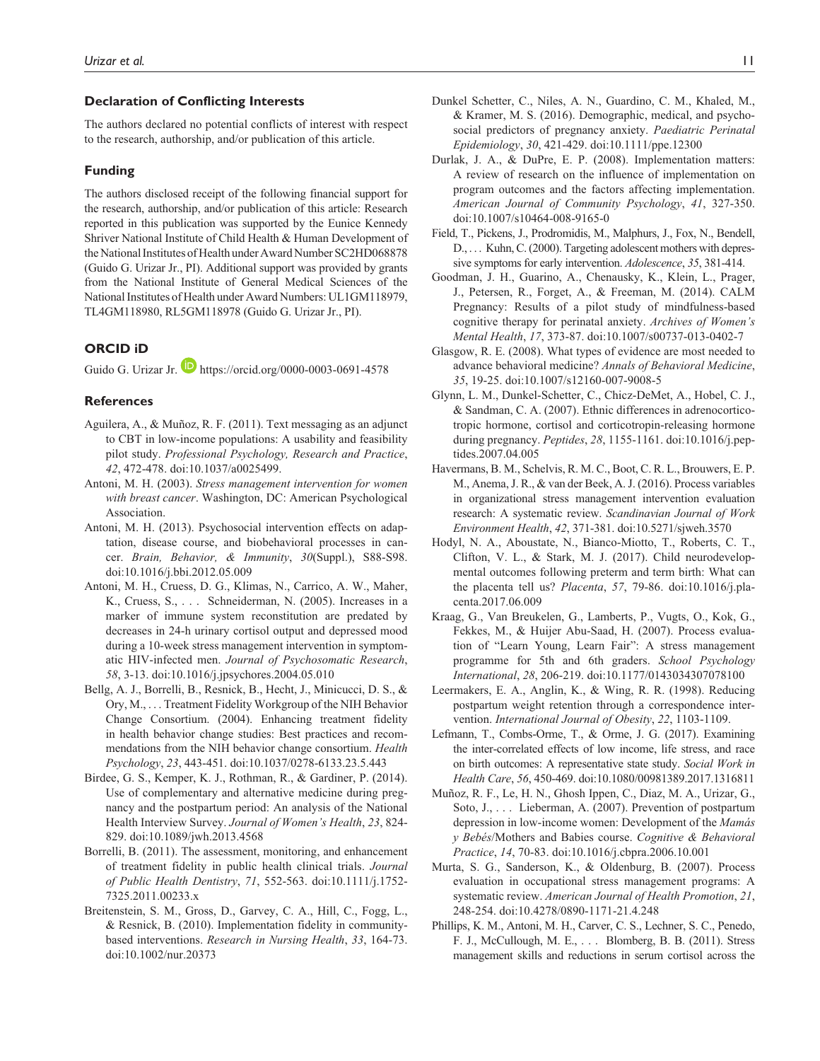### Declaration of Conflicting Interests

The authors declared no potential conflicts of interest with respect to the research, authorship, and/or publication of this article.

### Funding

The authors disclosed receipt of the following financial support for the research, authorship, and/or publication of this article: Research reported in this publication was supported by the Eunice Kennedy Shriver National Institute of Child Health & Human Development of the National Institutes of Health under Award Number SC2HD068878 (Guido G. Urizar Jr., PI). Additional support was provided by grants from the National Institute of General Medical Sciences of the National Institutes of Health under Award Numbers: UL1GM118979, TL4GM118980, RL5GM118978 (Guido G. Urizar Jr., PI).

### ORCID iD

Guido G. Urizar Jr. https://orcid.org/0000-0003-0691-4578

### References

Aguilera, A., & Muñoz, R. F. (2011). Text messaging as an adjunct to CBT in low-income populations: A usability and feasibility pilot study. *Professional Psychology, Research and Practice*, *42*, 472-478. doi:10.1037/a0025499.

Antoni, M. H. (2003). *Stress management intervention for women with breast cancer*. Washington, DC: American Psychological Association.

Antoni, M. H. (2013). Psychosocial intervention effects on adaptation, disease course, and biobehavioral processes in cancer. *Brain, Behavior, & Immunity*, *30*(Suppl.), S88-S98. doi:10.1016/j.bbi.2012.05.009

Antoni, M. H., Cruess, D. G., Klimas, N., Carrico, A. W., Maher, K., Cruess, S., . . . Schneiderman, N. (2005). Increases in a marker of immune system reconstitution are predated by decreases in 24-h urinary cortisol output and depressed mood during a 10-week stress management intervention in symptomatic HIV-infected men. *Journal of Psychosomatic Research*, *58*, 3-13. doi:10.1016/j.jpsychores.2004.05.010

Bellg, A. J., Borrelli, B., Resnick, B., Hecht, J., Minicucci, D. S., & Ory, M., . . . Treatment Fidelity Workgroup of the NIH Behavior Change Consortium. (2004). Enhancing treatment fidelity in health behavior change studies: Best practices and recommendations from the NIH behavior change consortium. *Health Psychology*, *23*, 443-451. doi:10.1037/0278-6133.23.5.443

Birdee, G. S., Kemper, K. J., Rothman, R., & Gardiner, P. (2014). Use of complementary and alternative medicine during pregnancy and the postpartum period: An analysis of the National Health Interview Survey. *Journal of Women's Health*, *23*, 824-829. doi:10.1089/jwh.2013.4568

Borrelli, B. (2011). The assessment, monitoring, and enhancement of treatment fidelity in public health clinical trials. *Journal of Public Health Dentistry*, *71*, 552-563. doi:10.1111/j.1752-7325.2011.00233.x

Breitenstein, S. M., Gross, D., Garvey, C. A., Hill, C., Fogg, L., & Resnick, B. (2010). Implementation fidelity in community-based interventions. *Research in Nursing Health*, *33*, 164-73. doi:10.1002/nur.20373

Dunkel Schetter, C., Niles, A. N., Guardino, C. M., Khaled, M., & Kramer, M. S. (2016). Demographic, medical, and psychosocial predictors of pregnancy anxiety. *Paediatric Perinatal Epidemiology*, *30*, 421-429. doi:10.1111/ppe.12300

Durlak, J. A., & DuPre, E. P. (2008). Implementation matters: A review of research on the influence of implementation on program outcomes and the factors affecting implementation. *American Journal of Community Psychology*, *41*, 327-350. doi:10.1007/s10464-008-9165-0

Field, T., Pickens, J., Prodromidis, M., Malphurs, J., Fox, N., Bendell, D., . . . Kuhn, C. (2000). Targeting adolescent mothers with depressive symptoms for early intervention. *Adolescence*, *35*, 381-414.

Goodman, J. H., Guarino, A., Chenausky, K., Klein, L., Prager, J., Petersen, R., Forget, A., & Freeman, M. (2014). CALM Pregnancy: Results of a pilot study of mindfulness-based cognitive therapy for perinatal anxiety. *Archives of Women's Mental Health*, *17*, 373-87. doi:10.1007/s00737-013-0402-7

Glasgow, R. E. (2008). What types of evidence are most needed to advance behavioral medicine? *Annals of Behavioral Medicine*, *35*, 19-25. doi:10.1007/s12160-007-9008-5

Glynn, L. M., Dunkel-Schetter, C., Chicz-DeMet, A., Hobel, C. J., & Sandman, C. A. (2007). Ethnic differences in adrenocorticotropic hormone, cortisol and corticotropin-releasing hormone during pregnancy. *Peptides*, *28*, 1155-1161. doi:10.1016/j.peptides.2007.04.005

Havermans, B. M., Schelvis, R. M. C., Boot, C. R. L., Brouwers, E. P. M., Anema, J. R., & van der Beek, A. J. (2016). Process variables in organizational stress management intervention evaluation research: A systematic review. *Scandinavian Journal of Work Environment Health*, *42*, 371-381. doi:10.5271/sjweh.3570

Hodyl, N. A., Aboustate, N., Bianco-Miotto, T., Roberts, C. T., Clifton, V. L., & Stark, M. J. (2017). Child neurodevelopmental outcomes following preterm and term birth: What can the placenta tell us? *Placenta*, *57*, 79-86. doi:10.1016/j.placenta.2017.06.009

Kraag, G., Van Breukelen, G., Lamberts, P., Vugts, O., Kok, G., Fekkes, M., & Huijer Abu-Saad, H. (2007). Process evaluation of "Learn Young, Learn Fair": A stress management programme for 5th and 6th graders. *School Psychology International*, *28*, 206-219. doi:10.1177/0143034307078100

Leermakers, E. A., Anglin, K., & Wing, R. R. (1998). Reducing postpartum weight retention through a correspondence intervention. *International Journal of Obesity*, *22*, 1103-1109.

Lefmann, T., Combs-Orme, T., & Orme, J. G. (2017). Examining the inter-correlated effects of low income, life stress, and race on birth outcomes: A representative state study. *Social Work in Health Care*, *56*, 450-469. doi:10.1080/00981389.2017.1316811

Muñoz, R. F., Le, H. N., Ghosh Ippen, C., Diaz, M. A., Urizar, G., Soto, J., . . . Lieberman, A. (2007). Prevention of postpartum depression in low-income women: Development of the *Mamás y Bebés*/Mothers and Babies course. *Cognitive & Behavioral Practice*, *14*, 70-83. doi:10.1016/j.cbpra.2006.10.001

Murta, S. G., Sanderson, K., & Oldenburg, B. (2007). Process evaluation in occupational stress management programs: A systematic review. *American Journal of Health Promotion*, *21*, 248-254. doi:10.4278/0890-1171-21.4.248

Phillips, K. M., Antoni, M. H., Carver, C. S., Lechner, S. C., Penedo, F. J., McCullough, M. E., . . . Blomberg, B. B. (2011). Stress management skills and reductions in serum cortisol across the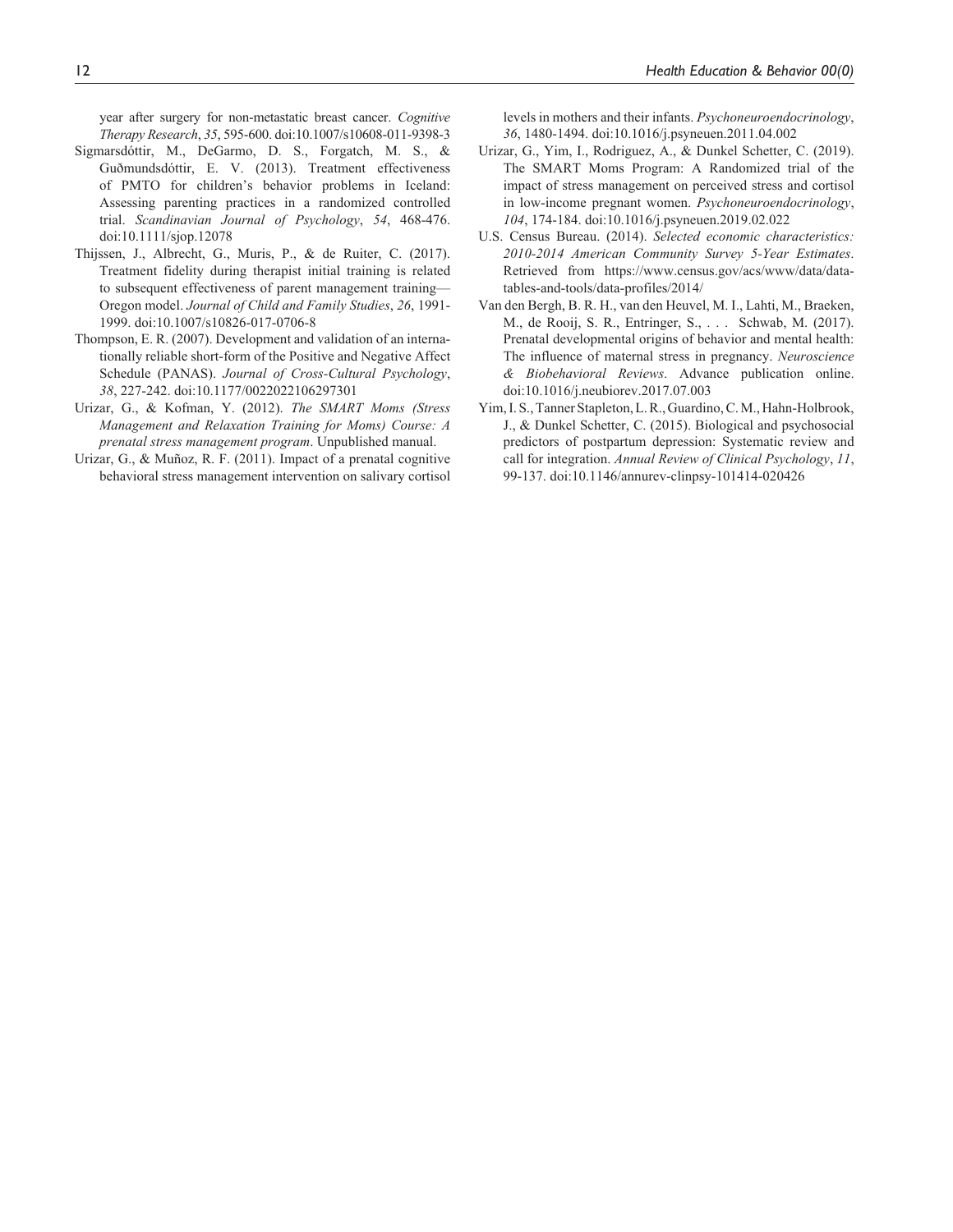year after surgery for non-metastatic breast cancer. *Cognitive Therapy Research*, *35*, 595-600. doi:10.1007/s10608-011-9398-3

Sigmarsdóttir, M., DeGarmo, D. S., Forgatch, M. S., & Guðmundsdóttir, E. V. (2013). Treatment effectiveness of PMTO for children's behavior problems in Iceland: Assessing parenting practices in a randomized controlled trial. *Scandinavian Journal of Psychology*, *54*, 468-476. doi:10.1111/sjop.12078

Thijssen, J., Albrecht, G., Muris, P., & de Ruiter, C. (2017). Treatment fidelity during therapist initial training is related to subsequent effectiveness of parent management training—Oregon model. *Journal of Child and Family Studies*, *26*, 1991-1999. doi:10.1007/s10826-017-0706-8

Thompson, E. R. (2007). Development and validation of an internationally reliable short-form of the Positive and Negative Affect Schedule (PANAS). *Journal of Cross-Cultural Psychology*, *38*, 227-242. doi:10.1177/0022022106297301

Urizar, G., & Kofman, Y. (2012). *The SMART Moms (Stress Management and Relaxation Training for Moms) Course: A prenatal stress management program*. Unpublished manual.

Urizar, G., & Muñoz, R. F. (2011). Impact of a prenatal cognitive behavioral stress management intervention on salivary cortisol levels in mothers and their infants. *Psychoneuroendocrinology*, *36*, 1480-1494. doi:10.1016/j.psyneuen.2011.04.002

Urizar, G., Yim, I., Rodriguez, A., & Dunkel Schetter, C. (2019). The SMART Moms Program: A Randomized trial of the impact of stress management on perceived stress and cortisol in low-income pregnant women. *Psychoneuroendocrinology*, *104*, 174-184. doi:10.1016/j.psyneuen.2019.02.022

U.S. Census Bureau. (2014). *Selected economic characteristics: 2010-2014 American Community Survey 5-Year Estimates*. Retrieved from https://www.census.gov/acs/www/data/data-tables-and-tools/data-profiles/2014/

Van den Bergh, B. R. H., van den Heuvel, M. I., Lahti, M., Braeken, M., de Rooij, S. R., Entringer, S., . . . Schwab, M. (2017). Prenatal developmental origins of behavior and mental health: The influence of maternal stress in pregnancy. *Neuroscience & Biobehavioral Reviews*. Advance publication online. doi:10.1016/j.neubiorev.2017.07.003

Yim, I. S., Tanner Stapleton, L. R., Guardino, C. M., Hahn-Holbrook, J., & Dunkel Schetter, C. (2015). Biological and psychosocial predictors of postpartum depression: Systematic review and call for integration. *Annual Review of Clinical Psychology*, *11*, 99-137. doi:10.1146/annurev-clinpsy-101414-020426